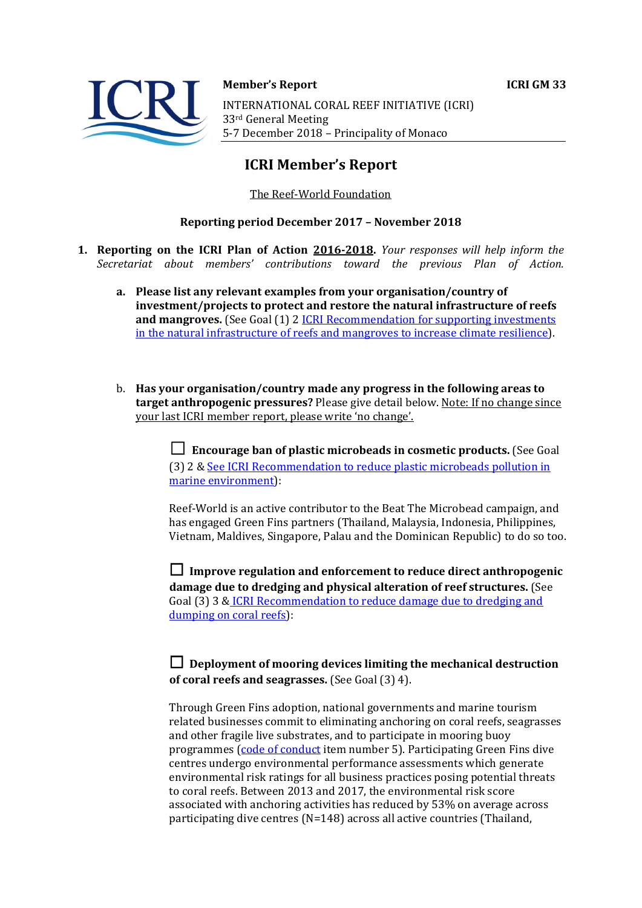**Member's Report** **ICRI GM 33**

INTERNATIONAL CORAL REEF INITIATIVE (ICRI)
33rd General Meeting
5-7 December 2018 – Principality of Monaco

# ICRI Member's Report

The Reef-World Foundation

**Reporting period December 2017 – November 2018**

1. **Reporting on the ICRI Plan of Action 2016-2018.** *Your responses will help inform the Secretariat about members' contributions toward the previous Plan of Action.*

   a. **Please list any relevant examples from your organisation/country of investment/projects to protect and restore the natural infrastructure of reefs and mangroves.** (See Goal (1) 2 [ICRI Recommendation for supporting investments in the natural infrastructure of reefs and mangroves to increase climate resilience]).

   b. **Has your organisation/country made any progress in the following areas to target anthropogenic pressures?** Please give detail below. Note: If no change since your last ICRI member report, please write 'no change'.

   ☐ **Encourage ban of plastic microbeads in cosmetic products.** (See Goal (3) 2 & [See ICRI Recommendation to reduce plastic microbeads pollution in marine environment]):

   Reef-World is an active contributor to the Beat The Microbead campaign, and has engaged Green Fins partners (Thailand, Malaysia, Indonesia, Philippines, Vietnam, Maldives, Singapore, Palau and the Dominican Republic) to do so too.

   ☐ **Improve regulation and enforcement to reduce direct anthropogenic damage due to dredging and physical alteration of reef structures.** (See Goal (3) 3 & [ICRI Recommendation to reduce damage due to dredging and dumping on coral reefs]):

   ☐ **Deployment of mooring devices limiting the mechanical destruction of coral reefs and seagrasses.** (See Goal (3) 4).

   Through Green Fins adoption, national governments and marine tourism related businesses commit to eliminating anchoring on coral reefs, seagrasses and other fragile live substrates, and to participate in mooring buoy programmes ([code of conduct] item number 5). Participating Green Fins dive centres undergo environmental performance assessments which generate environmental risk ratings for all business practices posing potential threats to coral reefs. Between 2013 and 2017, the environmental risk score associated with anchoring activities has reduced by 53% on average across participating dive centres (N=148) across all active countries (Thailand,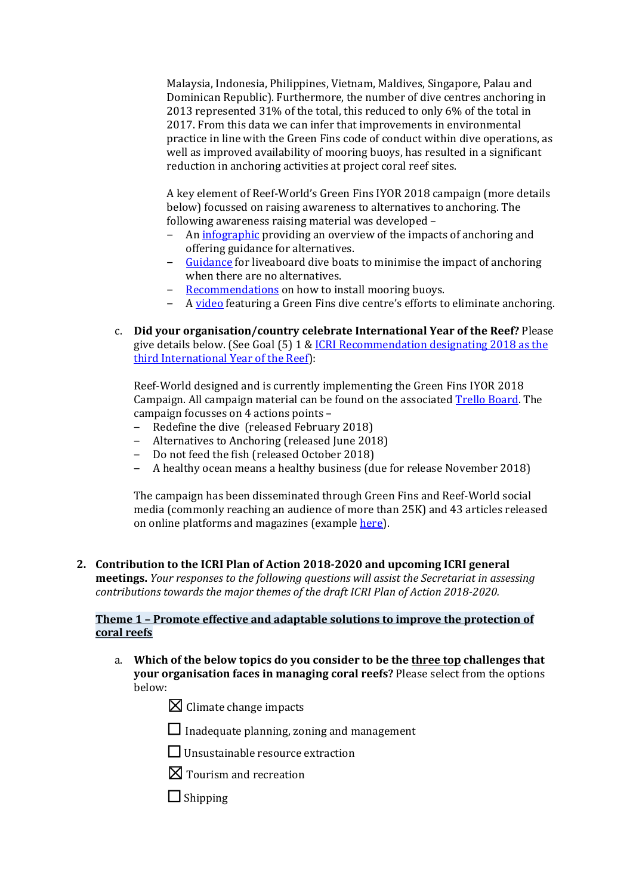Malaysia, Indonesia, Philippines, Vietnam, Maldives, Singapore, Palau and Dominican Republic). Furthermore, the number of dive centres anchoring in 2013 represented 31% of the total, this reduced to only 6% of the total in 2017. From this data we can infer that improvements in environmental practice in line with the Green Fins code of conduct within dive operations, as well as improved availability of mooring buoys, has resulted in a significant reduction in anchoring activities at project coral reef sites.

A key element of Reef-World's Green Fins IYOR 2018 campaign (more details below) focussed on raising awareness to alternatives to anchoring. The following awareness raising material was developed –

- An infographic providing an overview of the impacts of anchoring and offering guidance for alternatives.
- Guidance for liveaboard dive boats to minimise the impact of anchoring when there are no alternatives.
- Recommendations on how to install mooring buoys.
- A video featuring a Green Fins dive centre's efforts to eliminate anchoring.

c. **Did your organisation/country celebrate International Year of the Reef?** Please give details below. (See Goal (5) 1 & ICRI Recommendation designating 2018 as the third International Year of the Reef):

Reef-World designed and is currently implementing the Green Fins IYOR 2018 Campaign. All campaign material can be found on the associated Trello Board. The campaign focusses on 4 actions points –

- Redefine the dive (released February 2018)
- Alternatives to Anchoring (released June 2018)
- Do not feed the fish (released October 2018)
- A healthy ocean means a healthy business (due for release November 2018)

The campaign has been disseminated through Green Fins and Reef-World social media (commonly reaching an audience of more than 25K) and 43 articles released on online platforms and magazines (example here).

2. **Contribution to the ICRI Plan of Action 2018-2020 and upcoming ICRI general meetings.** *Your responses to the following questions will assist the Secretariat in assessing contributions towards the major themes of the draft ICRI Plan of Action 2018-2020.*

**Theme 1 – Promote effective and adaptable solutions to improve the protection of coral reefs**

a. **Which of the below topics do you consider to be the three top challenges that your organisation faces in managing coral reefs?** Please select from the options below:

- ☒ Climate change impacts
- ☐ Inadequate planning, zoning and management
- ☐ Unsustainable resource extraction
- ☒ Tourism and recreation
- ☐ Shipping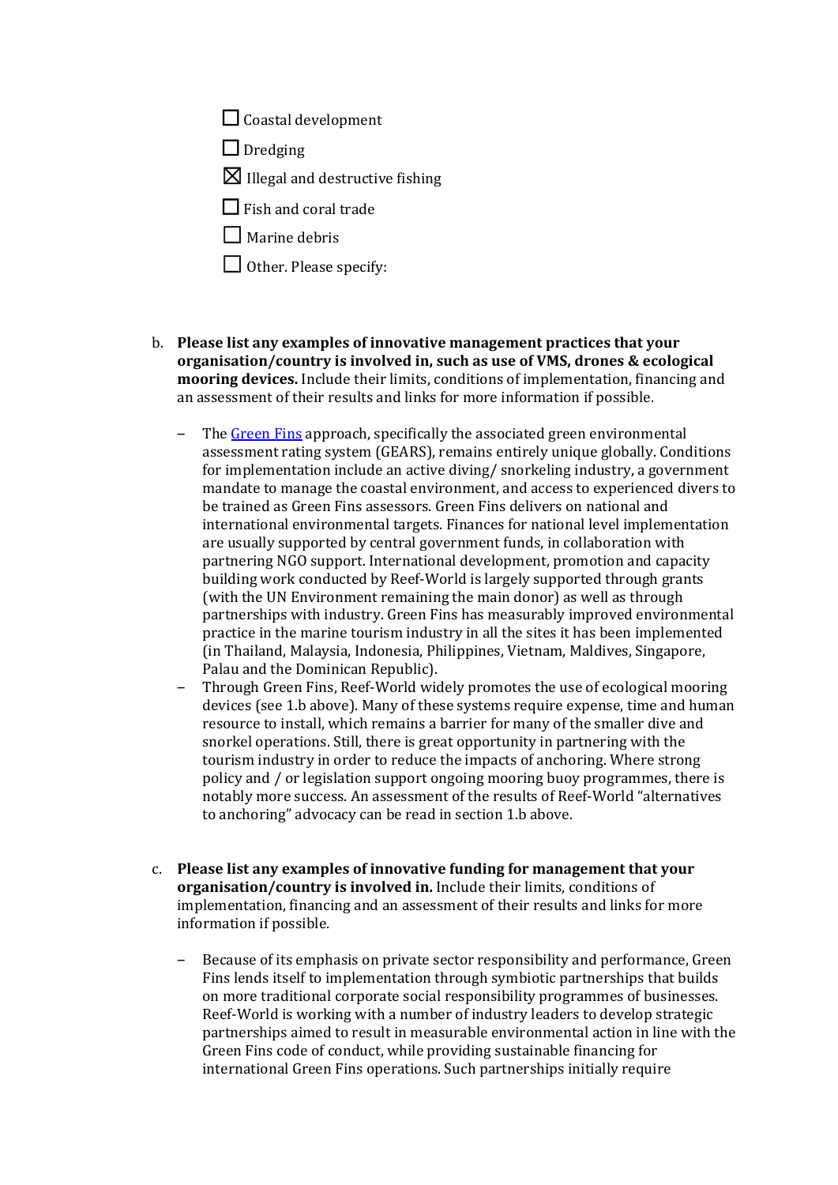- ☐ Coastal development
- ☐ Dredging
- ☒ Illegal and destructive fishing
- ☐ Fish and coral trade
- ☐ Marine debris
- ☐ Other. Please specify:

b. **Please list any examples of innovative management practices that your organisation/country is involved in, such as use of VMS, drones & ecological mooring devices.** Include their limits, conditions of implementation, financing and an assessment of their results and links for more information if possible.

- The Green Fins approach, specifically the associated green environmental assessment rating system (GEARS), remains entirely unique globally. Conditions for implementation include an active diving/ snorkeling industry, a government mandate to manage the coastal environment, and access to experienced divers to be trained as Green Fins assessors. Green Fins delivers on national and international environmental targets. Finances for national level implementation are usually supported by central government funds, in collaboration with partnering NGO support. International development, promotion and capacity building work conducted by Reef-World is largely supported through grants (with the UN Environment remaining the main donor) as well as through partnerships with industry. Green Fins has measurably improved environmental practice in the marine tourism industry in all the sites it has been implemented (in Thailand, Malaysia, Indonesia, Philippines, Vietnam, Maldives, Singapore, Palau and the Dominican Republic).
- Through Green Fins, Reef-World widely promotes the use of ecological mooring devices (see 1.b above). Many of these systems require expense, time and human resource to install, which remains a barrier for many of the smaller dive and snorkel operations. Still, there is great opportunity in partnering with the tourism industry in order to reduce the impacts of anchoring. Where strong policy and / or legislation support ongoing mooring buoy programmes, there is notably more success. An assessment of the results of Reef-World "alternatives to anchoring" advocacy can be read in section 1.b above.

c. **Please list any examples of innovative funding for management that your organisation/country is involved in.** Include their limits, conditions of implementation, financing and an assessment of their results and links for more information if possible.

- Because of its emphasis on private sector responsibility and performance, Green Fins lends itself to implementation through symbiotic partnerships that builds on more traditional corporate social responsibility programmes of businesses. Reef-World is working with a number of industry leaders to develop strategic partnerships aimed to result in measurable environmental action in line with the Green Fins code of conduct, while providing sustainable financing for international Green Fins operations. Such partnerships initially require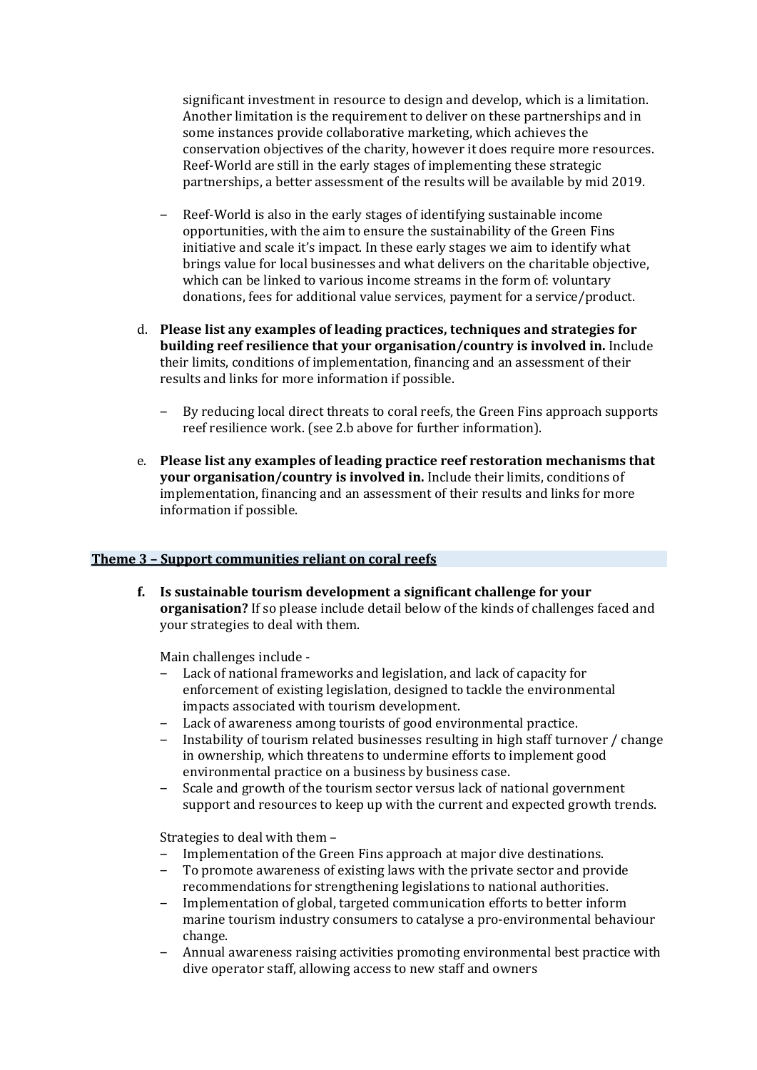significant investment in resource to design and develop, which is a limitation. Another limitation is the requirement to deliver on these partnerships and in some instances provide collaborative marketing, which achieves the conservation objectives of the charity, however it does require more resources. Reef-World are still in the early stages of implementing these strategic partnerships, a better assessment of the results will be available by mid 2019.

- Reef-World is also in the early stages of identifying sustainable income opportunities, with the aim to ensure the sustainability of the Green Fins initiative and scale it's impact. In these early stages we aim to identify what brings value for local businesses and what delivers on the charitable objective, which can be linked to various income streams in the form of: voluntary donations, fees for additional value services, payment for a service/product.

d. **Please list any examples of leading practices, techniques and strategies for building reef resilience that your organisation/country is involved in.** Include their limits, conditions of implementation, financing and an assessment of their results and links for more information if possible.

   - By reducing local direct threats to coral reefs, the Green Fins approach supports reef resilience work. (see 2.b above for further information).

e. **Please list any examples of leading practice reef restoration mechanisms that your organisation/country is involved in.** Include their limits, conditions of implementation, financing and an assessment of their results and links for more information if possible.

## Theme 3 – Support communities reliant on coral reefs

f. **Is sustainable tourism development a significant challenge for your organisation?** If so please include detail below of the kinds of challenges faced and your strategies to deal with them.

   Main challenges include -
   - Lack of national frameworks and legislation, and lack of capacity for enforcement of existing legislation, designed to tackle the environmental impacts associated with tourism development.
   - Lack of awareness among tourists of good environmental practice.
   - Instability of tourism related businesses resulting in high staff turnover / change in ownership, which threatens to undermine efforts to implement good environmental practice on a business by business case.
   - Scale and growth of the tourism sector versus lack of national government support and resources to keep up with the current and expected growth trends.

   Strategies to deal with them –
   - Implementation of the Green Fins approach at major dive destinations.
   - To promote awareness of existing laws with the private sector and provide recommendations for strengthening legislations to national authorities.
   - Implementation of global, targeted communication efforts to better inform marine tourism industry consumers to catalyse a pro-environmental behaviour change.
   - Annual awareness raising activities promoting environmental best practice with dive operator staff, allowing access to new staff and owners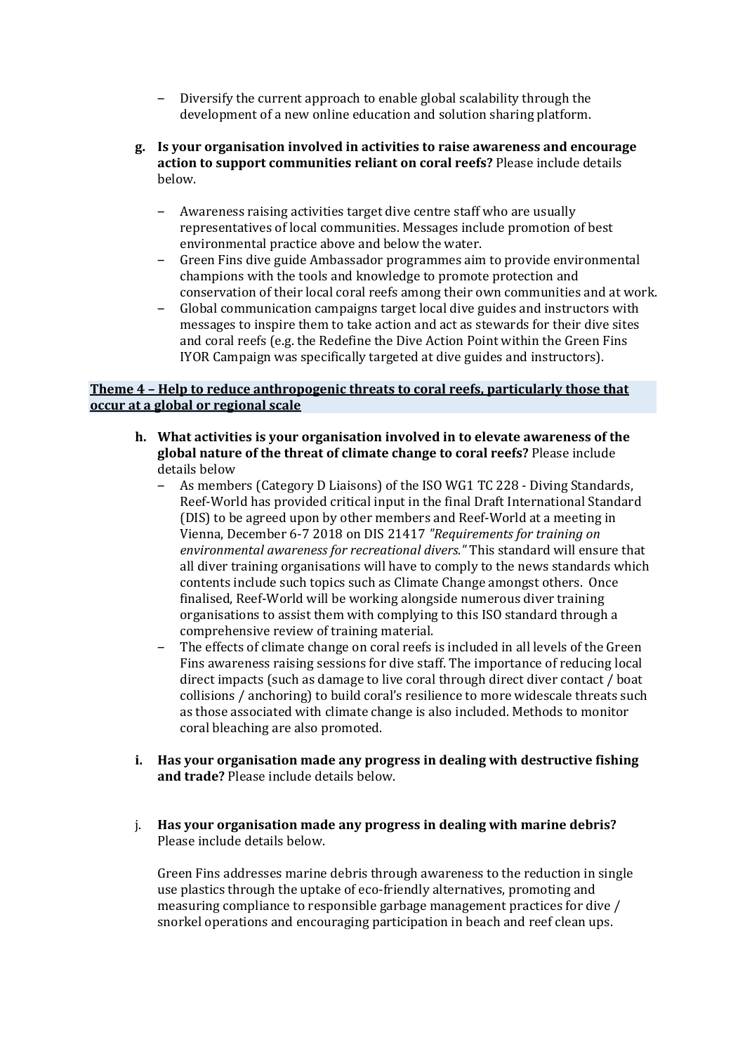- Diversify the current approach to enable global scalability through the development of a new online education and solution sharing platform.

**g. Is your organisation involved in activities to raise awareness and encourage action to support communities reliant on coral reefs?** Please include details below.

- Awareness raising activities target dive centre staff who are usually representatives of local communities. Messages include promotion of best environmental practice above and below the water.
- Green Fins dive guide Ambassador programmes aim to provide environmental champions with the tools and knowledge to promote protection and conservation of their local coral reefs among their own communities and at work.
- Global communication campaigns target local dive guides and instructors with messages to inspire them to take action and act as stewards for their dive sites and coral reefs (e.g. the Redefine the Dive Action Point within the Green Fins IYOR Campaign was specifically targeted at dive guides and instructors).

## Theme 4 – Help to reduce anthropogenic threats to coral reefs, particularly those that occur at a global or regional scale

**h. What activities is your organisation involved in to elevate awareness of the global nature of the threat of climate change to coral reefs?** Please include details below

- As members (Category D Liaisons) of the ISO WG1 TC 228 - Diving Standards, Reef-World has provided critical input in the final Draft International Standard (DIS) to be agreed upon by other members and Reef-World at a meeting in Vienna, December 6-7 2018 on DIS 21417 *"Requirements for training on environmental awareness for recreational divers."* This standard will ensure that all diver training organisations will have to comply to the news standards which contents include such topics such as Climate Change amongst others. Once finalised, Reef-World will be working alongside numerous diver training organisations to assist them with complying to this ISO standard through a comprehensive review of training material.
- The effects of climate change on coral reefs is included in all levels of the Green Fins awareness raising sessions for dive staff. The importance of reducing local direct impacts (such as damage to live coral through direct diver contact / boat collisions / anchoring) to build coral's resilience to more widescale threats such as those associated with climate change is also included. Methods to monitor coral bleaching are also promoted.

**i. Has your organisation made any progress in dealing with destructive fishing and trade?** Please include details below.

j. **Has your organisation made any progress in dealing with marine debris?** Please include details below.

Green Fins addresses marine debris through awareness to the reduction in single use plastics through the uptake of eco-friendly alternatives, promoting and measuring compliance to responsible garbage management practices for dive / snorkel operations and encouraging participation in beach and reef clean ups.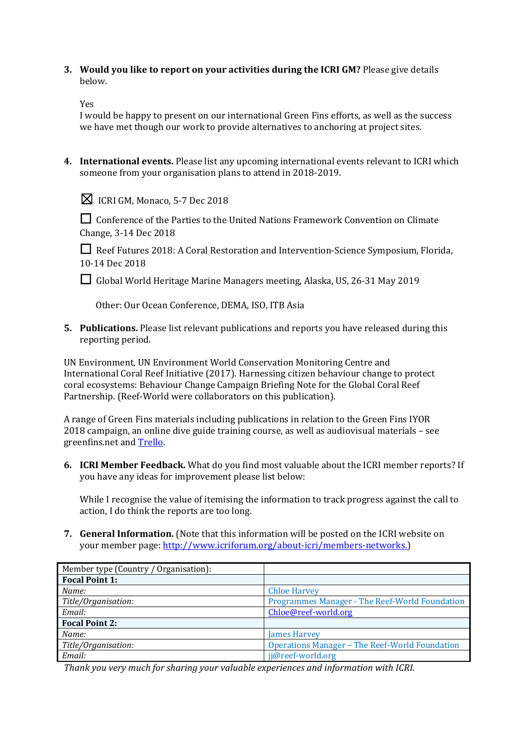3. **Would you like to report on your activities during the ICRI GM?** Please give details below.

   Yes
   I would be happy to present on our international Green Fins efforts, as well as the success we have met though our work to provide alternatives to anchoring at project sites.

4. **International events.** Please list any upcoming international events relevant to ICRI which someone from your organisation plans to attend in 2018-2019.

   ☒ ICRI GM, Monaco, 5-7 Dec 2018

   ☐ Conference of the Parties to the United Nations Framework Convention on Climate Change, 3-14 Dec 2018

   ☐ Reef Futures 2018: A Coral Restoration and Intervention-Science Symposium, Florida, 10-14 Dec 2018

   ☐ Global World Heritage Marine Managers meeting, Alaska, US, 26-31 May 2019

   Other: Our Ocean Conference, DEMA, ISO, ITB Asia

5. **Publications.** Please list relevant publications and reports you have released during this reporting period.

UN Environment, UN Environment World Conservation Monitoring Centre and International Coral Reef Initiative (2017). Harnessing citizen behaviour change to protect coral ecosystems: Behaviour Change Campaign Briefing Note for the Global Coral Reef Partnership. (Reef-World were collaborators on this publication).

A range of Green Fins materials including publications in relation to the Green Fins IYOR 2018 campaign, an online dive guide training course, as well as audiovisual materials – see greenfins.net and Trello.

6. **ICRI Member Feedback.** What do you find most valuable about the ICRI member reports? If you have any ideas for improvement please list below:

   While I recognise the value of itemising the information to track progress against the call to action, I do think the reports are too long.

7. **General Information.** (Note that this information will be posted on the ICRI website on your member page: http://www.icriforum.org/about-icri/members-networks.)

| | |
|---|---|
| Member type (Country / Organisation): | |
| **Focal Point 1:** | |
| *Name:* | Chloe Harvey |
| *Title/Organisation:* | Programmes Manager - The Reef-World Foundation |
| *Email:* | Chloe@reef-world.org |
| **Focal Point 2:** | |
| *Name:* | James Harvey |
| *Title/Organisation:* | Operations Manager – The Reef-World Foundation |
| *Email:* | jj@reef-world.org |

*Thank you very much for sharing your valuable experiences and information with ICRI.*